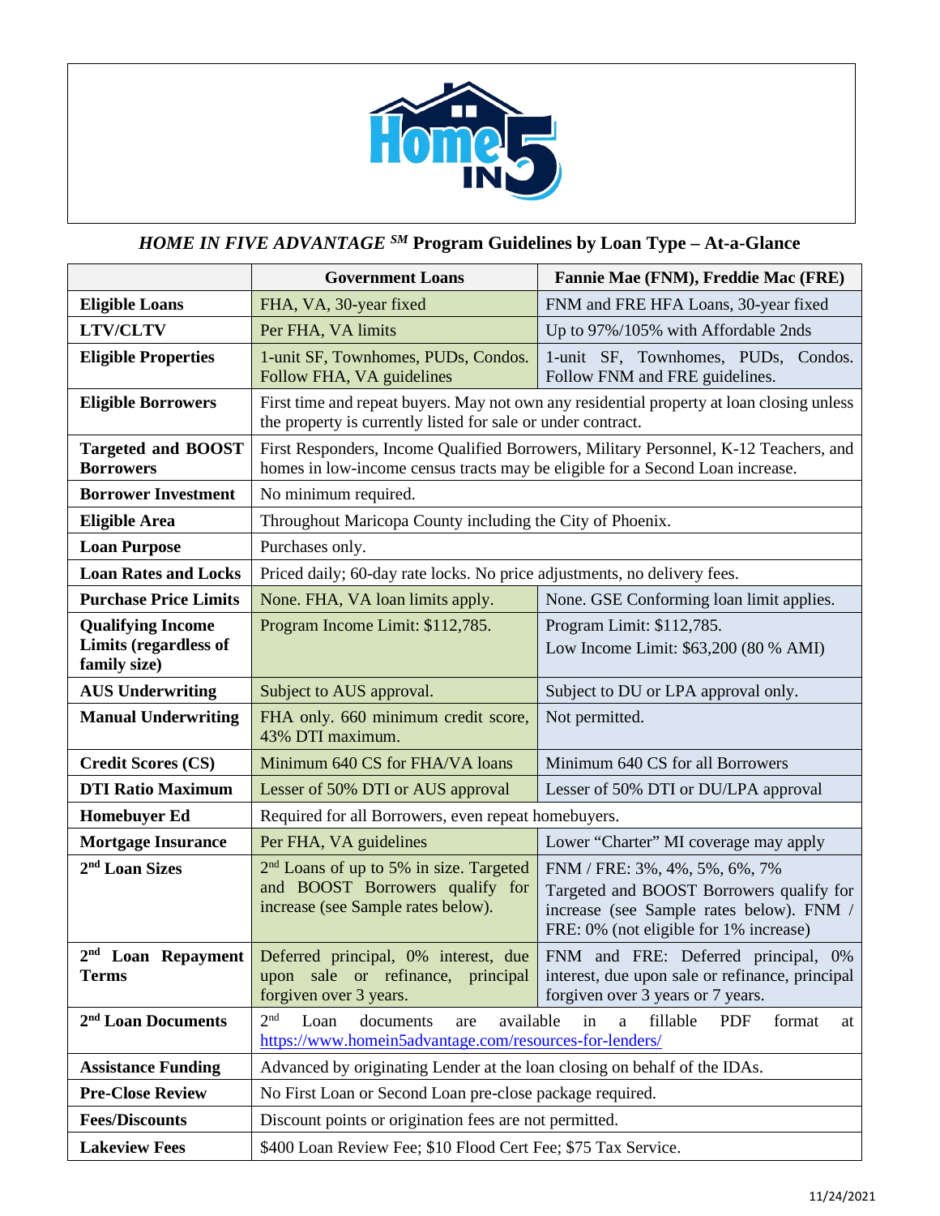# *HOME IN FIVE ADVANTAGE* SM Program Guidelines by Loan Type – At-a-Glance

| | Government Loans | Fannie Mae (FNM), Freddie Mac (FRE) |
|---|---|---|
| **Eligible Loans** | FHA, VA, 30-year fixed | FNM and FRE HFA Loans, 30-year fixed |
| **LTV/CLTV** | Per FHA, VA limits | Up to 97%/105% with Affordable 2nds |
| **Eligible Properties** | 1-unit SF, Townhomes, PUDs, Condos. Follow FHA, VA guidelines | 1-unit SF, Townhomes, PUDs, Condos. Follow FNM and FRE guidelines. |
| **Eligible Borrowers** | First time and repeat buyers. May not own any residential property at loan closing unless the property is currently listed for sale or under contract. | |
| **Targeted and BOOST Borrowers** | First Responders, Income Qualified Borrowers, Military Personnel, K-12 Teachers, and homes in low-income census tracts may be eligible for a Second Loan increase. | |
| **Borrower Investment** | No minimum required. | |
| **Eligible Area** | Throughout Maricopa County including the City of Phoenix. | |
| **Loan Purpose** | Purchases only. | |
| **Loan Rates and Locks** | Priced daily; 60-day rate locks. No price adjustments, no delivery fees. | |
| **Purchase Price Limits** | None. FHA, VA loan limits apply. | None. GSE Conforming loan limit applies. |
| **Qualifying Income Limits (regardless of family size)** | Program Income Limit: $112,785. | Program Limit: $112,785.<br>Low Income Limit: $63,200 (80 % AMI) |
| **AUS Underwriting** | Subject to AUS approval. | Subject to DU or LPA approval only. |
| **Manual Underwriting** | FHA only. 660 minimum credit score, 43% DTI maximum. | Not permitted. |
| **Credit Scores (CS)** | Minimum 640 CS for FHA/VA loans | Minimum 640 CS for all Borrowers |
| **DTI Ratio Maximum** | Lesser of 50% DTI or AUS approval | Lesser of 50% DTI or DU/LPA approval |
| **Homebuyer Ed** | Required for all Borrowers, even repeat homebuyers. | |
| **Mortgage Insurance** | Per FHA, VA guidelines | Lower "Charter" MI coverage may apply |
| **2nd Loan Sizes** | 2nd Loans of up to 5% in size. Targeted and BOOST Borrowers qualify for increase (see Sample rates below). | FNM / FRE: 3%, 4%, 5%, 6%, 7%<br>Targeted and BOOST Borrowers qualify for increase (see Sample rates below). FNM / FRE: 0% (not eligible for 1% increase) |
| **2nd Loan Repayment Terms** | Deferred principal, 0% interest, due upon sale or refinance, principal forgiven over 3 years. | FNM and FRE: Deferred principal, 0% interest, due upon sale or refinance, principal forgiven over 3 years or 7 years. |
| **2nd Loan Documents** | 2nd Loan documents are available in a fillable PDF format at https://www.homein5advantage.com/resources-for-lenders/ | |
| **Assistance Funding** | Advanced by originating Lender at the loan closing on behalf of the IDAs. | |
| **Pre-Close Review** | No First Loan or Second Loan pre-close package required. | |
| **Fees/Discounts** | Discount points or origination fees are not permitted. | |
| **Lakeview Fees** | $400 Loan Review Fee; $10 Flood Cert Fee; $75 Tax Service. | |

11/24/2021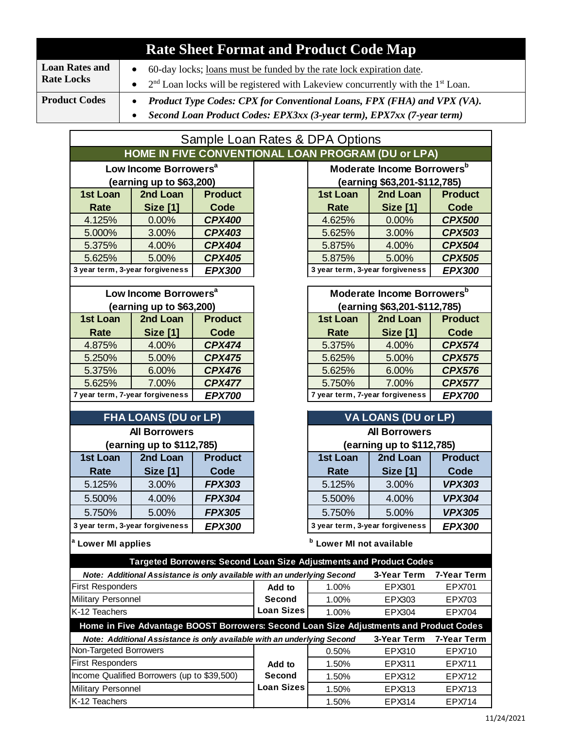# Rate Sheet Format and Product Code Map

| | |
|---|---|
| **Loan Rates and Rate Locks** | • 60-day locks; loans must be funded by the rate lock expiration date.<br>• 2nd Loan locks will be registered with Lakeview concurrently with the 1st Loan. |
| **Product Codes** | • ***Product Type Codes: CPX for Conventional Loans, FPX (FHA) and VPX (VA).***<br>• ***Second Loan Product Codes: EPX3xx (3-year term), EPX7xx (7-year term)*** |

## Sample Loan Rates & DPA Options

### HOME IN FIVE CONVENTIONAL LOAN PROGRAM (DU or LPA)

| Low Income Borrowers[a] (earning up to $63,200) | | | Moderate Income Borrowers[b] (earning $63,201-$112,785) | | |
|---|---|---|---|---|---|
| **1st Loan Rate** | **2nd Loan Size [1]** | **Product Code** | **1st Loan Rate** | **2nd Loan Size [1]** | **Product Code** |
| 4.125% | 0.00% | ***CPX400*** | 4.625% | 0.00% | ***CPX500*** |
| 5.000% | 3.00% | ***CPX403*** | 5.625% | 3.00% | ***CPX503*** |
| 5.375% | 4.00% | ***CPX404*** | 5.875% | 4.00% | ***CPX504*** |
| 5.625% | 5.00% | ***CPX405*** | 5.875% | 5.00% | ***CPX505*** |
| 3 year term, 3-year forgiveness | | ***EPX300*** | 3 year term, 3-year forgiveness | | ***EPX300*** |

| Low Income Borrowers[a] (earning up to $63,200) | | | Moderate Income Borrowers[b] (earning $63,201-$112,785) | | |
|---|---|---|---|---|---|
| **1st Loan Rate** | **2nd Loan Size [1]** | **Product Code** | **1st Loan Rate** | **2nd Loan Size [1]** | **Product Code** |
| 4.875% | 4.00% | ***CPX474*** | 5.375% | 4.00% | ***CPX574*** |
| 5.250% | 5.00% | ***CPX475*** | 5.625% | 5.00% | ***CPX575*** |
| 5.375% | 6.00% | ***CPX476*** | 5.625% | 6.00% | ***CPX576*** |
| 5.625% | 7.00% | ***CPX477*** | 5.750% | 7.00% | ***CPX577*** |
| 7 year term, 7-year forgiveness | | ***EPX700*** | 7 year term, 7-year forgiveness | | ***EPX700*** |

### FHA LOANS (DU or LP) / VA LOANS (DU or LP)

| FHA LOANS (DU or LP) — All Borrowers (earning up to $112,785) | | | VA LOANS (DU or LP) — All Borrowers (earning up to $112,785) | | |
|---|---|---|---|---|---|
| **1st Loan Rate** | **2nd Loan Size [1]** | **Product Code** | **1st Loan Rate** | **2nd Loan Size [1]** | **Product Code** |
| 5.125% | 3.00% | ***FPX303*** | 5.125% | 3.00% | ***VPX303*** |
| 5.500% | 4.00% | ***FPX304*** | 5.500% | 4.00% | ***VPX304*** |
| 5.750% | 5.00% | ***FPX305*** | 5.750% | 5.00% | ***VPX305*** |
| 3 year term, 3-year forgiveness | | ***EPX300*** | 3 year term, 3-year forgiveness | | ***EPX300*** |

[a] **Lower MI applies**

[b] **Lower MI not available**

### Targeted Borrowers: Second Loan Size Adjustments and Product Codes

| *Note: Additional Assistance is only available with an underlying Second* | | | **3-Year Term** | **7-Year Term** |
|---|---|---|---|---|
| First Responders | **Add to Second Loan Sizes** | 1.00% | EPX301 | EPX701 |
| Military Personnel | | 1.00% | EPX303 | EPX703 |
| K-12 Teachers | | 1.00% | EPX304 | EPX704 |

### Home in Five Advantage BOOST Borrowers: Second Loan Size Adjustments and Product Codes

| *Note: Additional Assistance is only available with an underlying Second* | | | **3-Year Term** | **7-Year Term** |
|---|---|---|---|---|
| Non-Targeted Borrowers | **Add to Second Loan Sizes** | 0.50% | EPX310 | EPX710 |
| First Responders | | 1.50% | EPX311 | EPX711 |
| Income Qualified Borrowers (up to $39,500) | | 1.50% | EPX312 | EPX712 |
| Military Personnel | | 1.50% | EPX313 | EPX713 |
| K-12 Teachers | | 1.50% | EPX314 | EPX714 |

11/24/2021